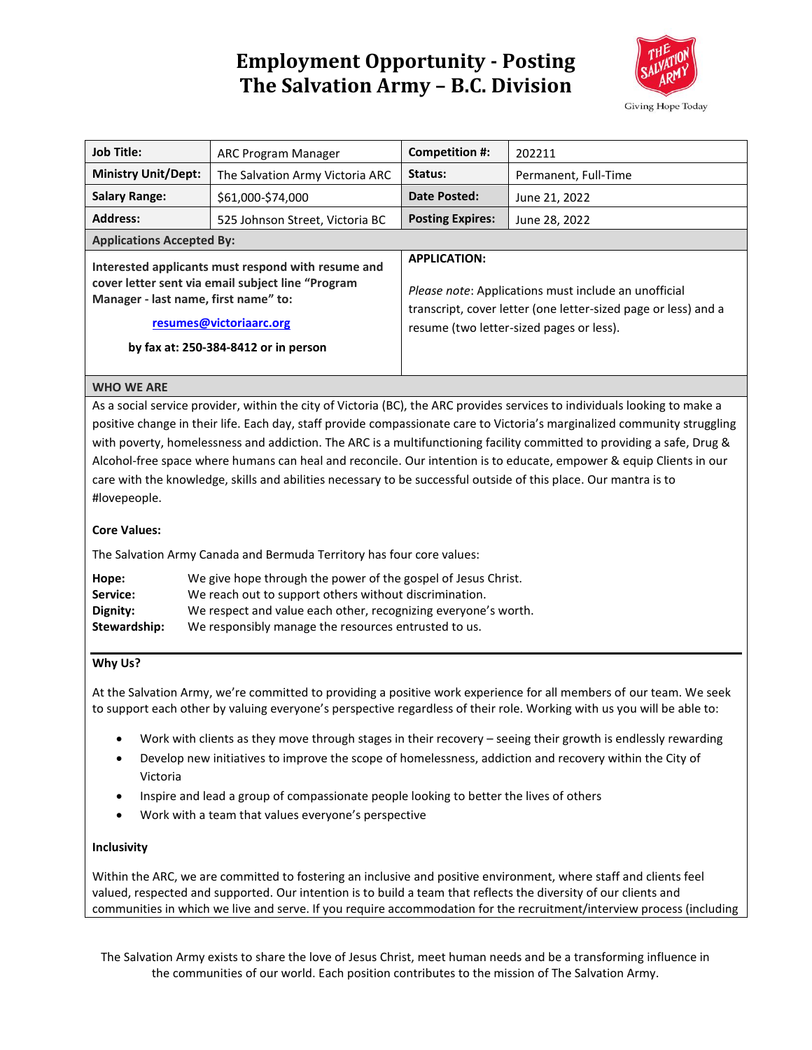# Employment Opportunity - Posting
# The Salvation Army – B.C. Division

Giving Hope Today

| **Job Title:** | ARC Program Manager | **Competition #:** | 202211 |
|---|---|---|---|
| **Ministry Unit/Dept:** | The Salvation Army Victoria ARC | **Status:** | Permanent, Full-Time |
| **Salary Range:** | $61,000-$74,000 | **Date Posted:** | June 21, 2022 |
| **Address:** | 525 Johnson Street, Victoria BC | **Posting Expires:** | June 28, 2022 |

**Applications Accepted By:**

**Interested applicants must respond with resume and cover letter sent via email subject line "Program Manager - last name, first name" to:**

**resumes@victoriaarc.org**

**by fax at: 250-384-8412 or in person**

**APPLICATION:**

*Please note*: Applications must include an unofficial transcript, cover letter (one letter-sized page or less) and a resume (two letter-sized pages or less).

## WHO WE ARE

As a social service provider, within the city of Victoria (BC), the ARC provides services to individuals looking to make a positive change in their life. Each day, staff provide compassionate care to Victoria's marginalized community struggling with poverty, homelessness and addiction. The ARC is a multifunctioning facility committed to providing a safe, Drug & Alcohol-free space where humans can heal and reconcile. Our intention is to educate, empower & equip Clients in our care with the knowledge, skills and abilities necessary to be successful outside of this place. Our mantra is to #lovepeople.

**Core Values:**

The Salvation Army Canada and Bermuda Territory has four core values:

**Hope:** We give hope through the power of the gospel of Jesus Christ.
**Service:** We reach out to support others without discrimination.
**Dignity:** We respect and value each other, recognizing everyone's worth.
**Stewardship:** We responsibly manage the resources entrusted to us.

**Why Us?**

At the Salvation Army, we're committed to providing a positive work experience for all members of our team. We seek to support each other by valuing everyone's perspective regardless of their role. Working with us you will be able to:

- Work with clients as they move through stages in their recovery – seeing their growth is endlessly rewarding
- Develop new initiatives to improve the scope of homelessness, addiction and recovery within the City of Victoria
- Inspire and lead a group of compassionate people looking to better the lives of others
- Work with a team that values everyone's perspective

**Inclusivity**

Within the ARC, we are committed to fostering an inclusive and positive environment, where staff and clients feel valued, respected and supported. Our intention is to build a team that reflects the diversity of our clients and communities in which we live and serve. If you require accommodation for the recruitment/interview process (including

The Salvation Army exists to share the love of Jesus Christ, meet human needs and be a transforming influence in the communities of our world. Each position contributes to the mission of The Salvation Army.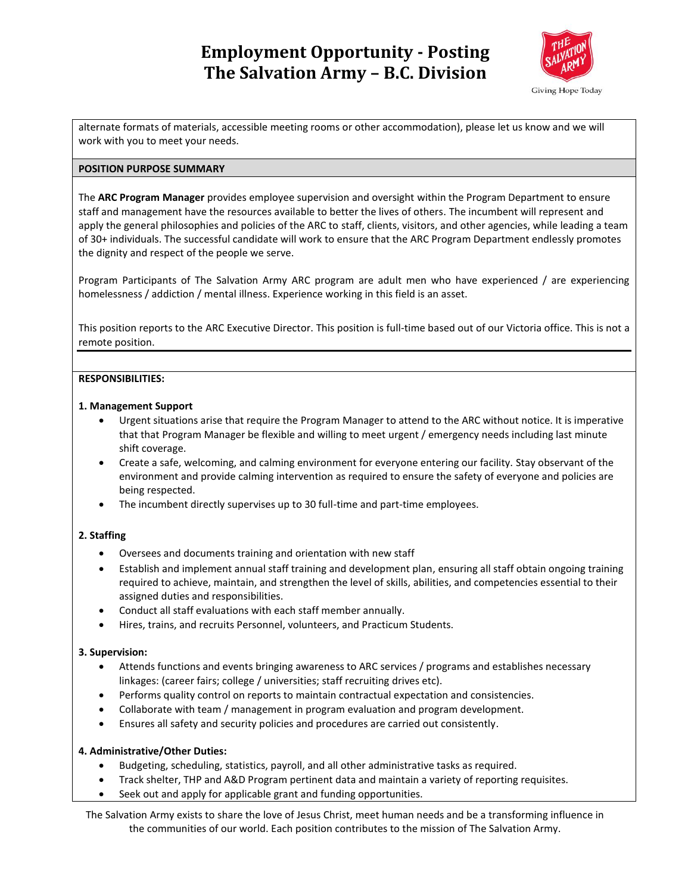alternate formats of materials, accessible meeting rooms or other accommodation), please let us know and we will work with you to meet your needs.

## POSITION PURPOSE SUMMARY

The **ARC Program Manager** provides employee supervision and oversight within the Program Department to ensure staff and management have the resources available to better the lives of others. The incumbent will represent and apply the general philosophies and policies of the ARC to staff, clients, visitors, and other agencies, while leading a team of 30+ individuals. The successful candidate will work to ensure that the ARC Program Department endlessly promotes the dignity and respect of the people we serve.

Program Participants of The Salvation Army ARC program are adult men who have experienced / are experiencing homelessness / addiction / mental illness. Experience working in this field is an asset.

This position reports to the ARC Executive Director. This position is full-time based out of our Victoria office. This is not a remote position.

## RESPONSIBILITIES:

### 1. Management Support

- Urgent situations arise that require the Program Manager to attend to the ARC without notice. It is imperative that that Program Manager be flexible and willing to meet urgent / emergency needs including last minute shift coverage.
- Create a safe, welcoming, and calming environment for everyone entering our facility. Stay observant of the environment and provide calming intervention as required to ensure the safety of everyone and policies are being respected.
- The incumbent directly supervises up to 30 full-time and part-time employees.

### 2. Staffing

- Oversees and documents training and orientation with new staff
- Establish and implement annual staff training and development plan, ensuring all staff obtain ongoing training required to achieve, maintain, and strengthen the level of skills, abilities, and competencies essential to their assigned duties and responsibilities.
- Conduct all staff evaluations with each staff member annually.
- Hires, trains, and recruits Personnel, volunteers, and Practicum Students.

### 3. Supervision:

- Attends functions and events bringing awareness to ARC services / programs and establishes necessary linkages: (career fairs; college / universities; staff recruiting drives etc).
- Performs quality control on reports to maintain contractual expectation and consistencies.
- Collaborate with team / management in program evaluation and program development.
- Ensures all safety and security policies and procedures are carried out consistently.

### 4. Administrative/Other Duties:

- Budgeting, scheduling, statistics, payroll, and all other administrative tasks as required.
- Track shelter, THP and A&D Program pertinent data and maintain a variety of reporting requisites.
- Seek out and apply for applicable grant and funding opportunities.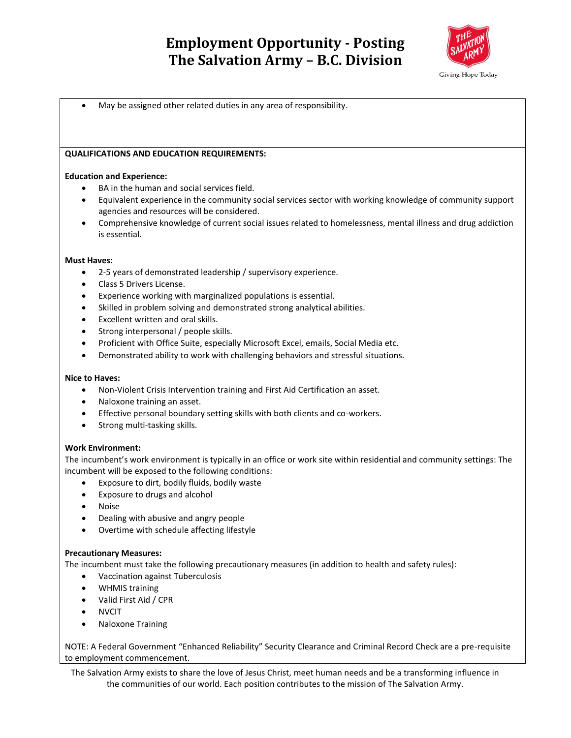- May be assigned other related duties in any area of responsibility.

**QUALIFICATIONS AND EDUCATION REQUIREMENTS:**

**Education and Experience:**

- BA in the human and social services field.
- Equivalent experience in the community social services sector with working knowledge of community support agencies and resources will be considered.
- Comprehensive knowledge of current social issues related to homelessness, mental illness and drug addiction is essential.

**Must Haves:**

- 2-5 years of demonstrated leadership / supervisory experience.
- Class 5 Drivers License.
- Experience working with marginalized populations is essential.
- Skilled in problem solving and demonstrated strong analytical abilities.
- Excellent written and oral skills.
- Strong interpersonal / people skills.
- Proficient with Office Suite, especially Microsoft Excel, emails, Social Media etc.
- Demonstrated ability to work with challenging behaviors and stressful situations.

**Nice to Haves:**

- Non-Violent Crisis Intervention training and First Aid Certification an asset.
- Naloxone training an asset.
- Effective personal boundary setting skills with both clients and co-workers.
- Strong multi-tasking skills.

**Work Environment:**

The incumbent's work environment is typically in an office or work site within residential and community settings: The incumbent will be exposed to the following conditions:

- Exposure to dirt, bodily fluids, bodily waste
- Exposure to drugs and alcohol
- Noise
- Dealing with abusive and angry people
- Overtime with schedule affecting lifestyle

**Precautionary Measures:**

The incumbent must take the following precautionary measures (in addition to health and safety rules):

- Vaccination against Tuberculosis
- WHMIS training
- Valid First Aid / CPR
- NVCIT
- Naloxone Training

NOTE: A Federal Government "Enhanced Reliability" Security Clearance and Criminal Record Check are a pre-requisite to employment commencement.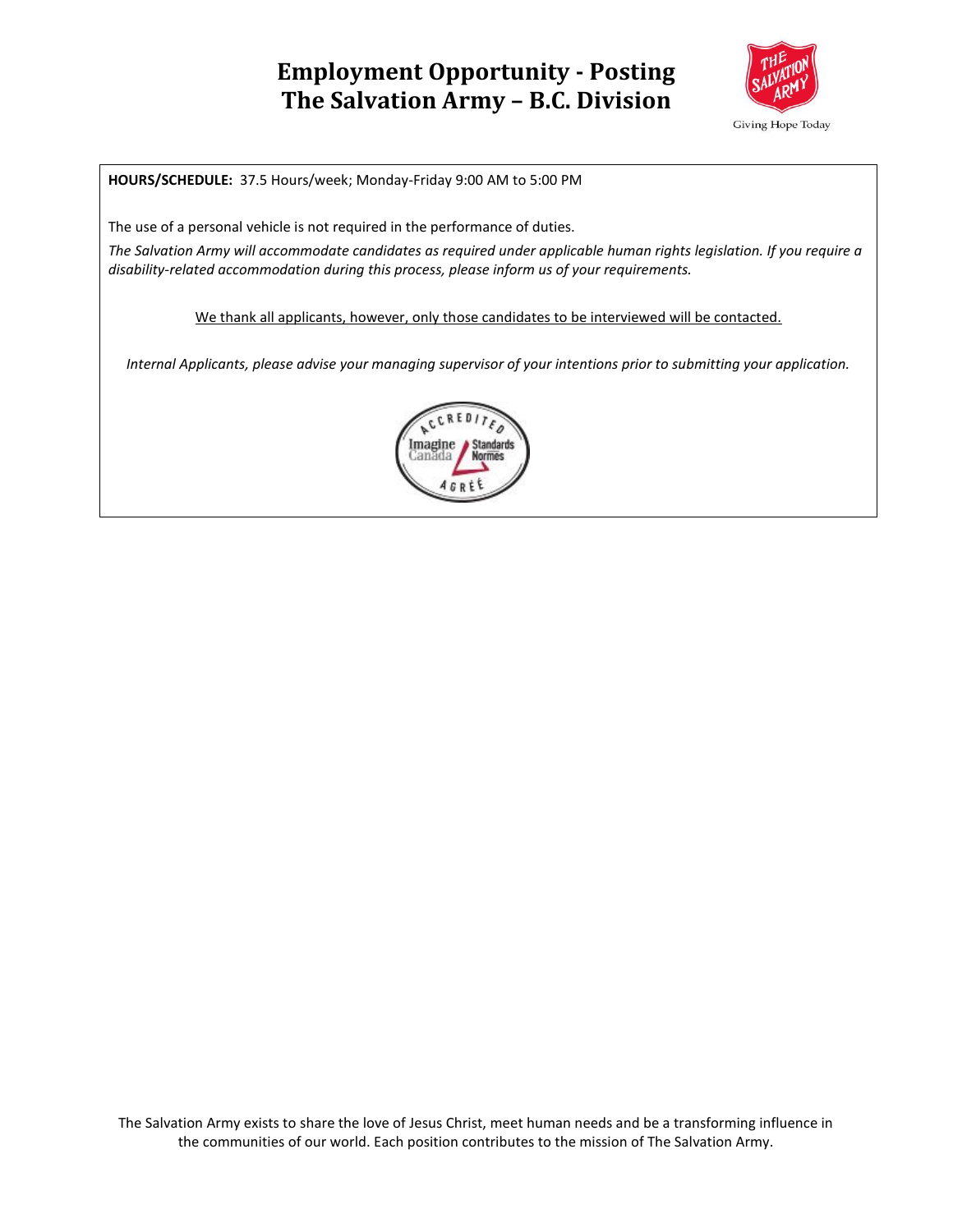# Employment Opportunity - Posting
# The Salvation Army – B.C. Division

Giving Hope Today

**HOURS/SCHEDULE:** 37.5 Hours/week; Monday-Friday 9:00 AM to 5:00 PM

The use of a personal vehicle is not required in the performance of duties.

*The Salvation Army will accommodate candidates as required under applicable human rights legislation. If you require a disability-related accommodation during this process, please inform us of your requirements.*

We thank all applicants, however, only those candidates to be interviewed will be contacted.

*Internal Applicants, please advise your managing supervisor of your intentions prior to submitting your application.*

ACCREDITED Imagine Canada Standards Normes AGRÉÉ

The Salvation Army exists to share the love of Jesus Christ, meet human needs and be a transforming influence in the communities of our world. Each position contributes to the mission of The Salvation Army.